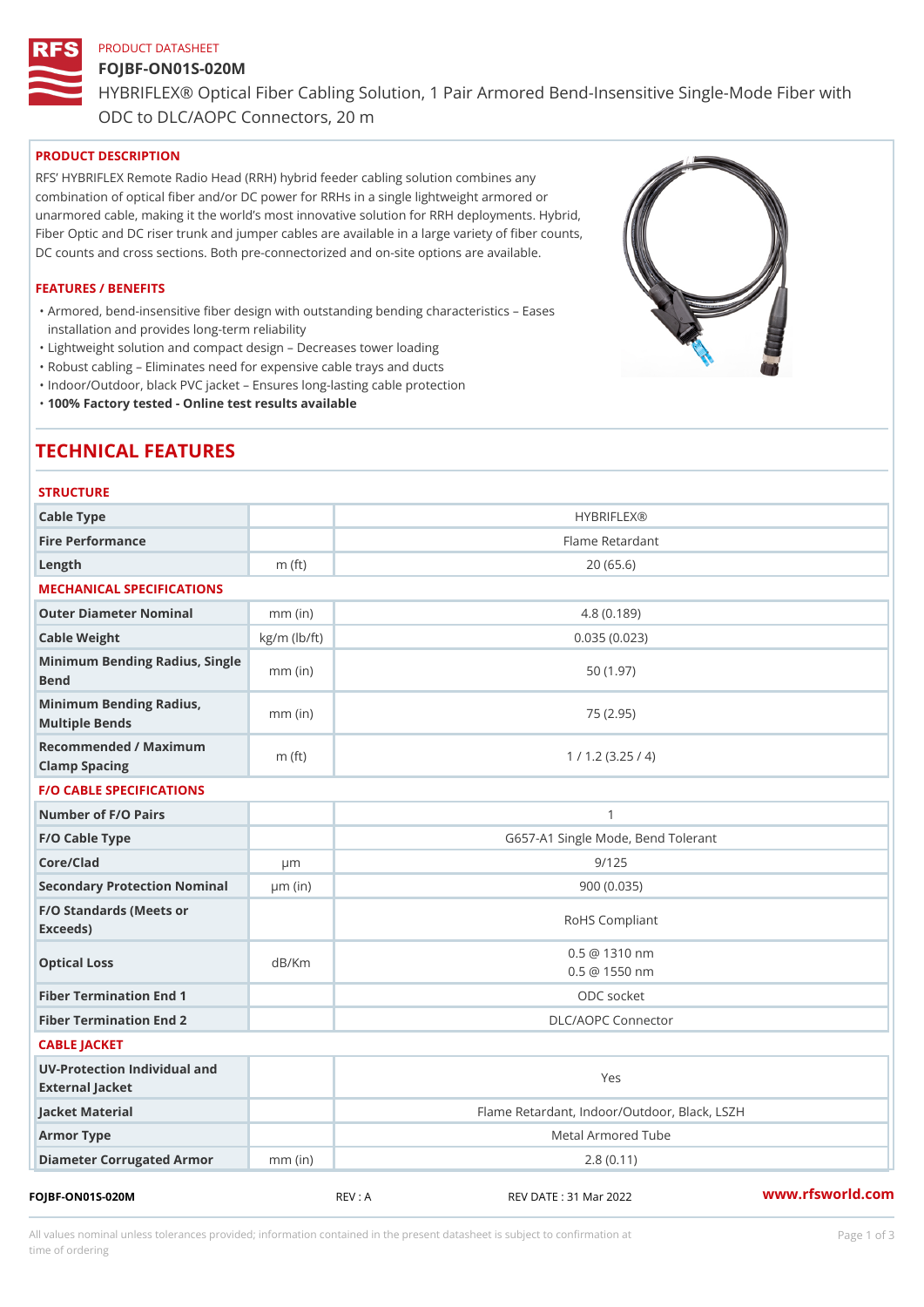PRODUCT DATASHEET

# FOJBF-ON01S-020M

HYBRIFLEX® Optical Fiber Cabling Solution, 1 Pair Armored Bend-Insensitive Single-Mode Fiber with ODC to DLC/AOPC Connectors, 20 m

## PRODUCT DESCRIPTION

RFS' HYBRIFLEX Remote Radio Head (RRH) hybrid feeder cabling solution combines any combination of optical fiber and/or DC power for RRHs in a single lightweight armored or unarmored cable, making it the world's most innovative solution for RRH deployments. Hybrid, Fiber Optic and DC riser trunk and jumper cables are available in a large variety of fiber counts, DC counts and cross sections. Both pre-connectorized and on-site options are available.

## FEATURES / BENEFITS

- Armored, bend-insensitive fiber design with outstanding bending characteristics – Eases installation and provides long-term reliability
- Lightweight solution and compact design – Decreases tower loading
- Robust cabling – Eliminates need for expensive cable trays and ducts
- Indoor/Outdoor, black PVC jacket – Ensures long-lasting cable protection
- **100% Factory tested - Online test results available**

# TECHNICAL FEATURES

## STRUCTURE

| | | |
|---|---|---|
| Cable Type | | HYBRIFLEX® |
| Fire Performance | | Flame Retardant |
| Length | m (ft) | 20 (65.6) |

## MECHANICAL SPECIFICATIONS

| | | |
|---|---|---|
| Outer Diameter Nominal | mm (in) | 4.8 (0.189) |
| Cable Weight | kg/m (lb/ft) | 0.035 (0.023) |
| Minimum Bending Radius, Single Bend | mm (in) | 50 (1.97) |
| Minimum Bending Radius, Multiple Bends | mm (in) | 75 (2.95) |
| Recommended / Maximum Clamp Spacing | m (ft) | 1 / 1.2 (3.25 / 4) |

## F/O CABLE SPECIFICATIONS

| | | |
|---|---|---|
| Number of F/O Pairs | | 1 |
| F/O Cable Type | | G657-A1 Single Mode, Bend Tolerant |
| Core/Clad | μm | 9/125 |
| Secondary Protection Nominal | μm (in) | 900 (0.035) |
| F/O Standards (Meets or Exceeds) | | RoHS Compliant |
| Optical Loss | dB/Km | 0.5 @ 1310 nm<br>0.5 @ 1550 nm |
| Fiber Termination End 1 | | ODC socket |
| Fiber Termination End 2 | | DLC/AOPC Connector |

## CABLE JACKET

| | | |
|---|---|---|
| UV-Protection Individual and External Jacket | | Yes |
| Jacket Material | | Flame Retardant, Indoor/Outdoor, Black, LSZH |
| Armor Type | | Metal Armored Tube |
| Diameter Corrugated Armor | mm (in) | 2.8 (0.11) |

FOJBF-ON01S-020M REV : A REV DATE : 31 Mar 2022 www.rfsworld.com

All values nominal unless tolerances provided; information contained in the present datasheet is subject to confirmation at time of ordering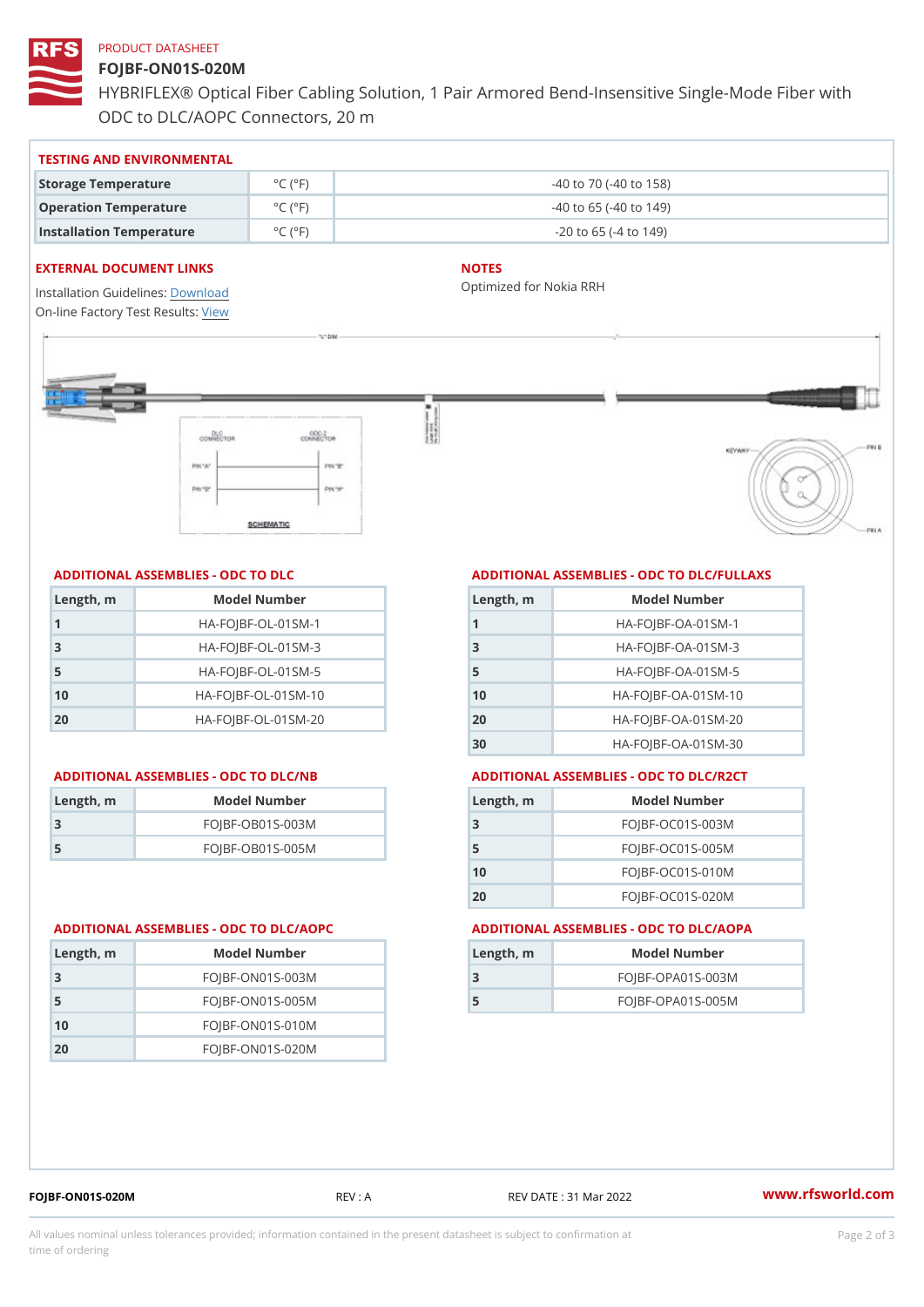PRODUCT DATASHEET

# FOJBF-ON01S-020M

HYBRIFLEX® Optical Fiber Cabling Solution, 1 Pair Armored Bend-Insensitive Single-Mode Fiber with ODC to DLC/AOPC Connectors, 20 m

## TESTING AND ENVIRONMENTAL

| | | |
|---|---|---|
| Storage Temperature | °C (°F) | -40 to 70 (-40 to 158) |
| Operation Temperature | °C (°F) | -40 to 65 (-40 to 149) |
| Installation Temperature | °C (°F) | -20 to 65 (-4 to 149) |

## EXTERNAL DOCUMENT LINKS

Installation Guidelines: Download
On-line Factory Test Results: View

## NOTES

Optimized for Nokia RRH

## ADDITIONAL ASSEMBLIES - ODC TO DLC

| Length, m | Model Number |
|---|---|
| 1 | HA-FOJBF-OL-01SM-1 |
| 3 | HA-FOJBF-OL-01SM-3 |
| 5 | HA-FOJBF-OL-01SM-5 |
| 10 | HA-FOJBF-OL-01SM-10 |
| 20 | HA-FOJBF-OL-01SM-20 |

## ADDITIONAL ASSEMBLIES - ODC TO DLC/FULLAXS

| Length, m | Model Number |
|---|---|
| 1 | HA-FOJBF-OA-01SM-1 |
| 3 | HA-FOJBF-OA-01SM-3 |
| 5 | HA-FOJBF-OA-01SM-5 |
| 10 | HA-FOJBF-OA-01SM-10 |
| 20 | HA-FOJBF-OA-01SM-20 |
| 30 | HA-FOJBF-OA-01SM-30 |

## ADDITIONAL ASSEMBLIES - ODC TO DLC/NB

| Length, m | Model Number |
|---|---|
| 3 | FOJBF-OB01S-003M |
| 5 | FOJBF-OB01S-005M |

## ADDITIONAL ASSEMBLIES - ODC TO DLC/R2CT

| Length, m | Model Number |
|---|---|
| 3 | FOJBF-OC01S-003M |
| 5 | FOJBF-OC01S-005M |
| 10 | FOJBF-OC01S-010M |
| 20 | FOJBF-OC01S-020M |

## ADDITIONAL ASSEMBLIES - ODC TO DLC/AOPC

| Length, m | Model Number |
|---|---|
| 3 | FOJBF-ON01S-003M |
| 5 | FOJBF-ON01S-005M |
| 10 | FOJBF-ON01S-010M |
| 20 | FOJBF-ON01S-020M |

## ADDITIONAL ASSEMBLIES - ODC TO DLC/AOPA

| Length, m | Model Number |
|---|---|
| 3 | FOJBF-OPA01S-003M |
| 5 | FOJBF-OPA01S-005M |

FOJBF-ON01S-020M REV : A REV DATE : 31 Mar 2022 www.rfsworld.com

All values nominal unless tolerances provided; information contained in the present datasheet is subject to confirmation at time of ordering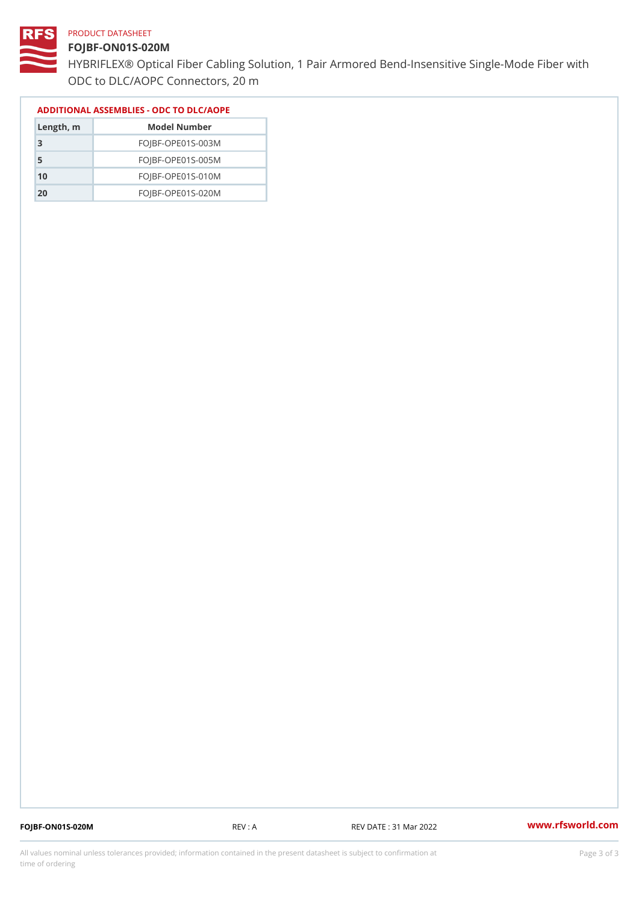PRODUCT DATASHEET

# FOJBF-ON01S-020M

HYBRIFLEX® Optical Fiber Cabling Solution, 1 Pair Armored Bend-Insensitive Single-Mode Fiber with ODC to DLC/AOPC Connectors, 20 m

## ADDITIONAL ASSEMBLIES - ODC TO DLC/AOPE

| Length, m | Model Number |
|---|---|
| 3 | FOJBF-OPE01S-003M |
| 5 | FOJBF-OPE01S-005M |
| 10 | FOJBF-OPE01S-010M |
| 20 | FOJBF-OPE01S-020M |

FOJBF-ON01S-020M REV : A REV DATE : 31 Mar 2022 www.rfsworld.com

All values nominal unless tolerances provided; information contained in the present datasheet is subject to confirmation at time of ordering